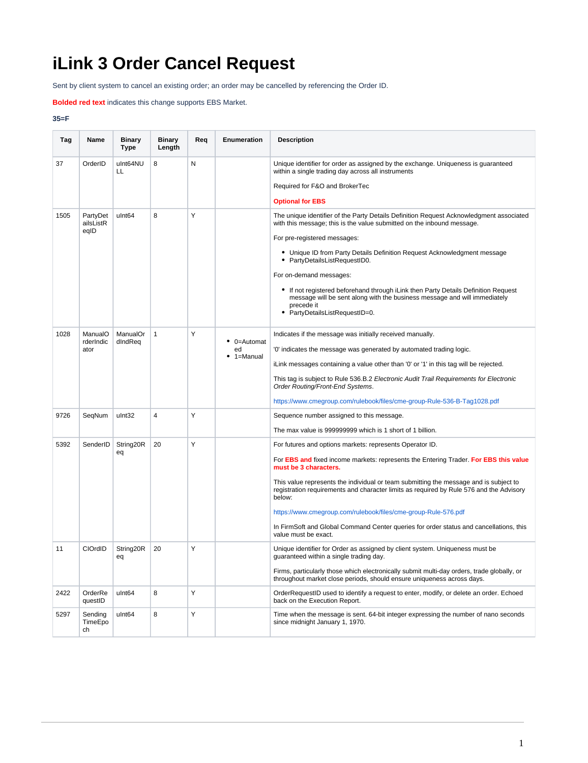# iLink 3 Order Cancel Request

Sent by client system to cancel an existing order; an order may be cancelled by referencing the Order ID.

**Bolded red text** indicates this change supports EBS Market.

**35=F**

| Tag | Name | Binary Type | Binary Length | Req | Enumeration | Description |
|---|---|---|---|---|---|---|
| 37 | OrderID | uInt64NULL | 8 | N | | Unique identifier for order as assigned by the exchange. Uniqueness is guaranteed within a single trading day across all instruments<br><br>Required for F&O and BrokerTec<br><br>**Optional for EBS** |
| 1505 | PartyDetailsListReqID | uInt64 | 8 | Y | | The unique identifier of the Party Details Definition Request Acknowledgment associated with this message; this is the value submitted on the inbound message.<br><br>For pre-registered messages:<br><br>• Unique ID from Party Details Definition Request Acknowledgment message<br>• PartyDetailsListRequestID0.<br><br>For on-demand messages:<br><br>• If not registered beforehand through iLink then Party Details Definition Request message will be sent along with the business message and will immediately precede it<br>• PartyDetailsListRequestID=0. |
| 1028 | ManualOrderIndicator | ManualOrdIndReq | 1 | Y | • 0=Automated<br>• 1=Manual | Indicates if the message was initially received manually.<br><br>'0' indicates the message was generated by automated trading logic.<br><br>iLink messages containing a value other than '0' or '1' in this tag will be rejected.<br><br>This tag is subject to Rule 536.B.2 *Electronic Audit Trail Requirements for Electronic Order Routing/Front-End Systems*.<br><br>https://www.cmegroup.com/rulebook/files/cme-group-Rule-536-B-Tag1028.pdf |
| 9726 | SeqNum | uInt32 | 4 | Y | | Sequence number assigned to this message.<br><br>The max value is 999999999 which is 1 short of 1 billion. |
| 5392 | SenderID | String20Req | 20 | Y | | For futures and options markets: represents Operator ID.<br><br>For **EBS and** fixed income markets: represents the Entering Trader. **For EBS this value must be 3 characters.**<br><br>This value represents the individual or team submitting the message and is subject to registration requirements and character limits as required by Rule 576 and the Advisory below:<br><br>https://www.cmegroup.com/rulebook/files/cme-group-Rule-576.pdf<br><br>In FirmSoft and Global Command Center queries for order status and cancellations, this value must be exact. |
| 11 | ClOrdID | String20Req | 20 | Y | | Unique identifier for Order as assigned by client system. Uniqueness must be guaranteed within a single trading day.<br><br>Firms, particularly those which electronically submit multi-day orders, trade globally, or throughout market close periods, should ensure uniqueness across days. |
| 2422 | OrderRequestID | uInt64 | 8 | Y | | OrderRequestID used to identify a request to enter, modify, or delete an order. Echoed back on the Execution Report. |
| 5297 | SendingTimeEpoch | uInt64 | 8 | Y | | Time when the message is sent. 64-bit integer expressing the number of nano seconds since midnight January 1, 1970. |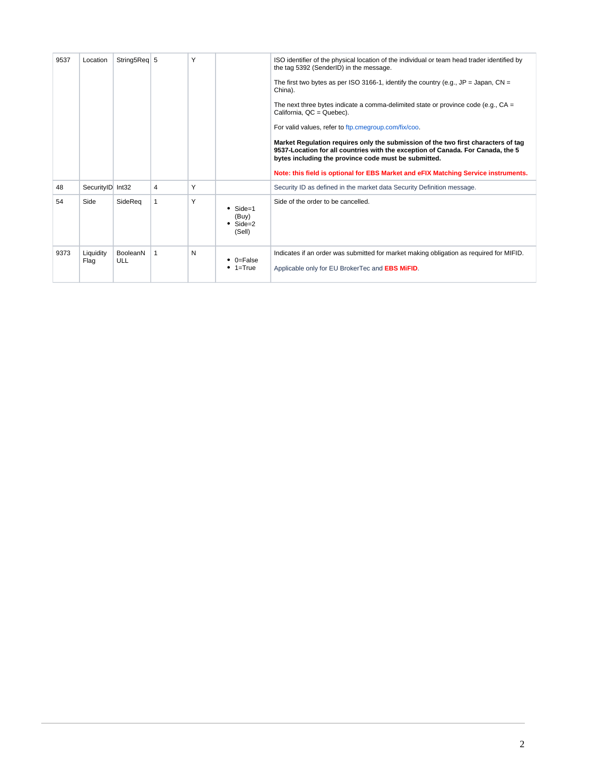| | | | | | | |
|---|---|---|---|---|---|---|
| 9537 | Location | String5Req | 5 | Y | | ISO identifier of the physical location of the individual or team head trader identified by the tag 5392 (SenderID) in the message.<br><br>The first two bytes as per ISO 3166-1, identify the country (e.g., JP = Japan, CN = China).<br><br>The next three bytes indicate a comma-delimited state or province code (e.g., CA = California, QC = Quebec).<br><br>For valid values, refer to ftp.cmegroup.com/fix/coo.<br><br>**Market Regulation requires only the submission of the two first characters of tag 9537-Location for all countries with the exception of Canada. For Canada, the 5 bytes including the province code must be submitted.**<br><br>**Note: this field is optional for EBS Market and eFIX Matching Service instruments.** |
| 48 | SecurityID | Int32 | 4 | Y | | Security ID as defined in the market data Security Definition message. |
| 54 | Side | SideReq | 1 | Y | • Side=1 (Buy)<br>• Side=2 (Sell) | Side of the order to be cancelled. |
| 9373 | Liquidity Flag | BooleanNULL | 1 | N | • 0=False<br>• 1=True | Indicates if an order was submitted for market making obligation as required for MIFID.<br><br>Applicable only for EU BrokerTec and **EBS MiFID**. |